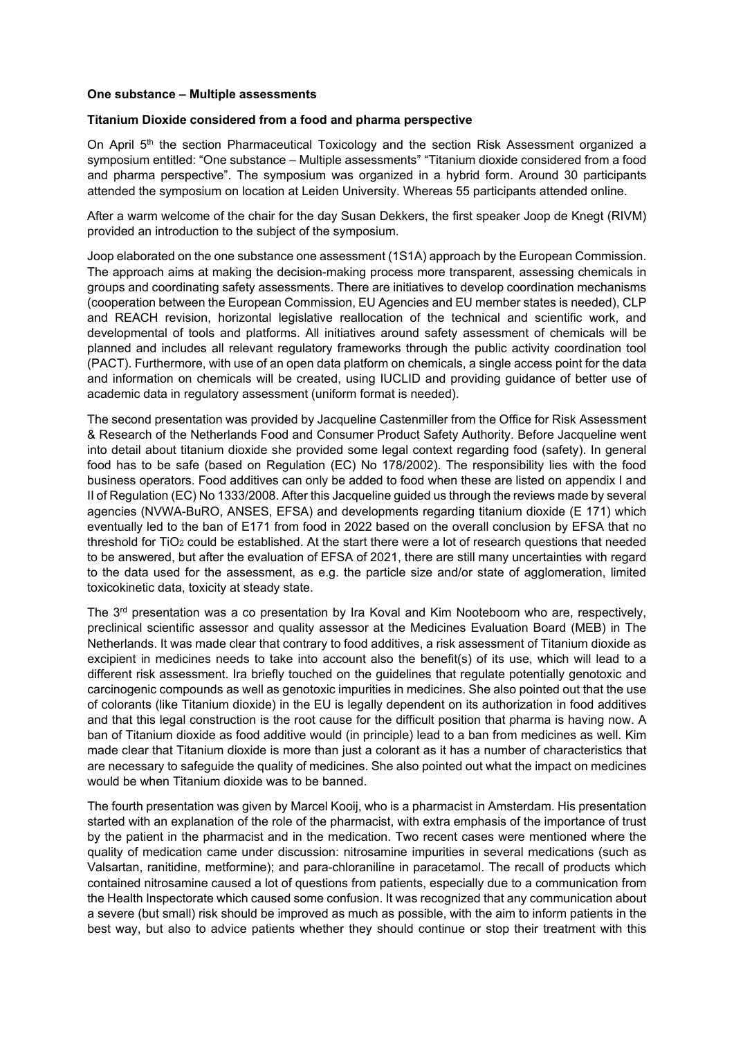**One substance – Multiple assessments**

**Titanium Dioxide considered from a food and pharma perspective**

On April 5th the section Pharmaceutical Toxicology and the section Risk Assessment organized a symposium entitled: "One substance – Multiple assessments" "Titanium dioxide considered from a food and pharma perspective". The symposium was organized in a hybrid form. Around 30 participants attended the symposium on location at Leiden University. Whereas 55 participants attended online.

After a warm welcome of the chair for the day Susan Dekkers, the first speaker Joop de Knegt (RIVM) provided an introduction to the subject of the symposium.

Joop elaborated on the one substance one assessment (1S1A) approach by the European Commission. The approach aims at making the decision-making process more transparent, assessing chemicals in groups and coordinating safety assessments. There are initiatives to develop coordination mechanisms (cooperation between the European Commission, EU Agencies and EU member states is needed), CLP and REACH revision, horizontal legislative reallocation of the technical and scientific work, and developmental of tools and platforms. All initiatives around safety assessment of chemicals will be planned and includes all relevant regulatory frameworks through the public activity coordination tool (PACT). Furthermore, with use of an open data platform on chemicals, a single access point for the data and information on chemicals will be created, using IUCLID and providing guidance of better use of academic data in regulatory assessment (uniform format is needed).

The second presentation was provided by Jacqueline Castenmiller from the Office for Risk Assessment & Research of the Netherlands Food and Consumer Product Safety Authority. Before Jacqueline went into detail about titanium dioxide she provided some legal context regarding food (safety). In general food has to be safe (based on Regulation (EC) No 178/2002). The responsibility lies with the food business operators. Food additives can only be added to food when these are listed on appendix I and II of Regulation (EC) No 1333/2008. After this Jacqueline guided us through the reviews made by several agencies (NVWA-BuRO, ANSES, EFSA) and developments regarding titanium dioxide (E 171) which eventually led to the ban of E171 from food in 2022 based on the overall conclusion by EFSA that no threshold for $TiO_2$ could be established. At the start there were a lot of research questions that needed to be answered, but after the evaluation of EFSA of 2021, there are still many uncertainties with regard to the data used for the assessment, as e.g. the particle size and/or state of agglomeration, limited toxicokinetic data, toxicity at steady state.

The 3rd presentation was a co presentation by Ira Koval and Kim Nooteboom who are, respectively, preclinical scientific assessor and quality assessor at the Medicines Evaluation Board (MEB) in The Netherlands. It was made clear that contrary to food additives, a risk assessment of Titanium dioxide as excipient in medicines needs to take into account also the benefit(s) of its use, which will lead to a different risk assessment. Ira briefly touched on the guidelines that regulate potentially genotoxic and carcinogenic compounds as well as genotoxic impurities in medicines. She also pointed out that the use of colorants (like Titanium dioxide) in the EU is legally dependent on its authorization in food additives and that this legal construction is the root cause for the difficult position that pharma is having now. A ban of Titanium dioxide as food additive would (in principle) lead to a ban from medicines as well. Kim made clear that Titanium dioxide is more than just a colorant as it has a number of characteristics that are necessary to safeguide the quality of medicines. She also pointed out what the impact on medicines would be when Titanium dioxide was to be banned.

The fourth presentation was given by Marcel Kooij, who is a pharmacist in Amsterdam. His presentation started with an explanation of the role of the pharmacist, with extra emphasis of the importance of trust by the patient in the pharmacist and in the medication. Two recent cases were mentioned where the quality of medication came under discussion: nitrosamine impurities in several medications (such as Valsartan, ranitidine, metformine); and para-chloraniline in paracetamol. The recall of products which contained nitrosamine caused a lot of questions from patients, especially due to a communication from the Health Inspectorate which caused some confusion. It was recognized that any communication about a severe (but small) risk should be improved as much as possible, with the aim to inform patients in the best way, but also to advice patients whether they should continue or stop their treatment with this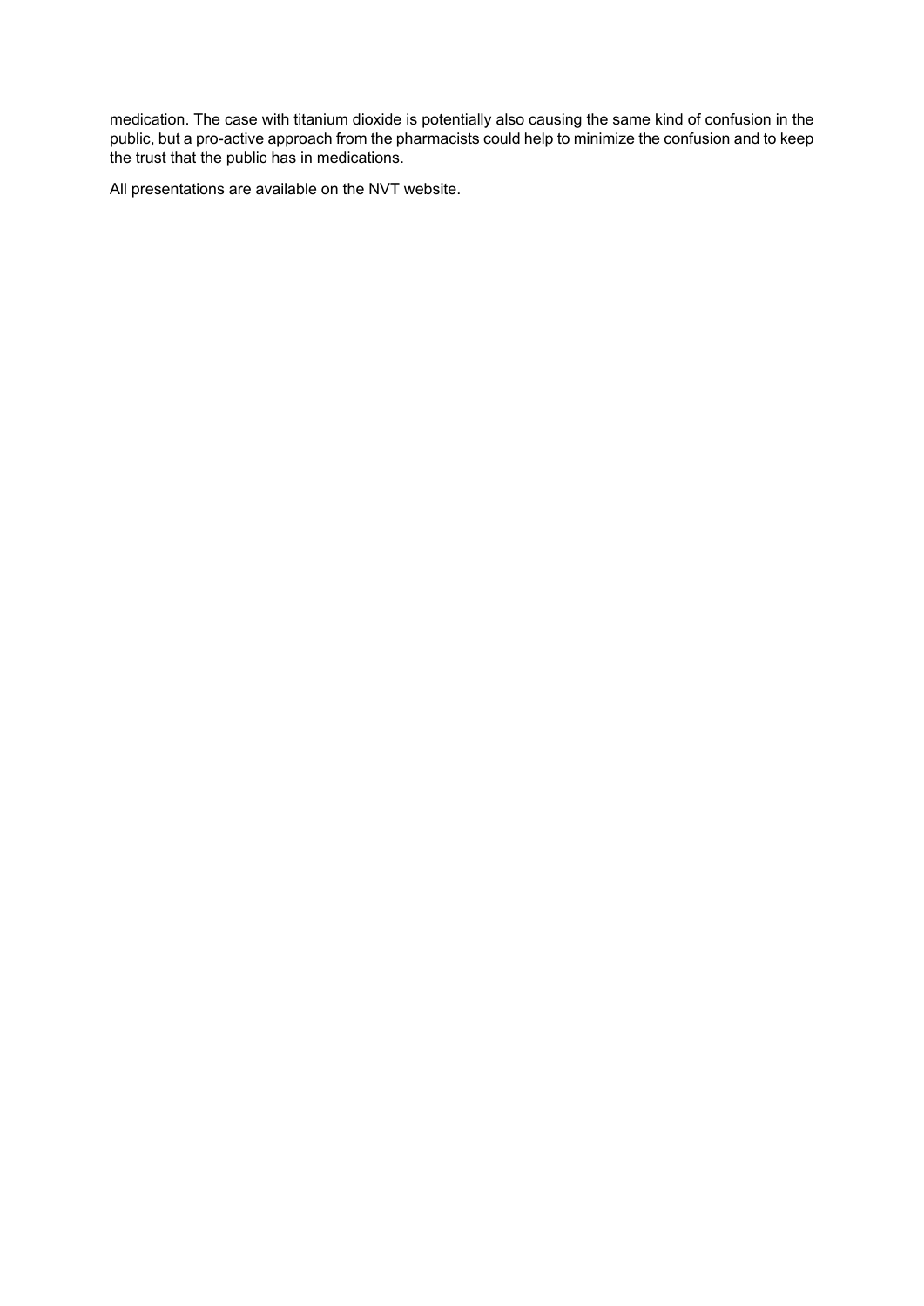medication. The case with titanium dioxide is potentially also causing the same kind of confusion in the public, but a pro-active approach from the pharmacists could help to minimize the confusion and to keep the trust that the public has in medications.

All presentations are available on the NVT website.